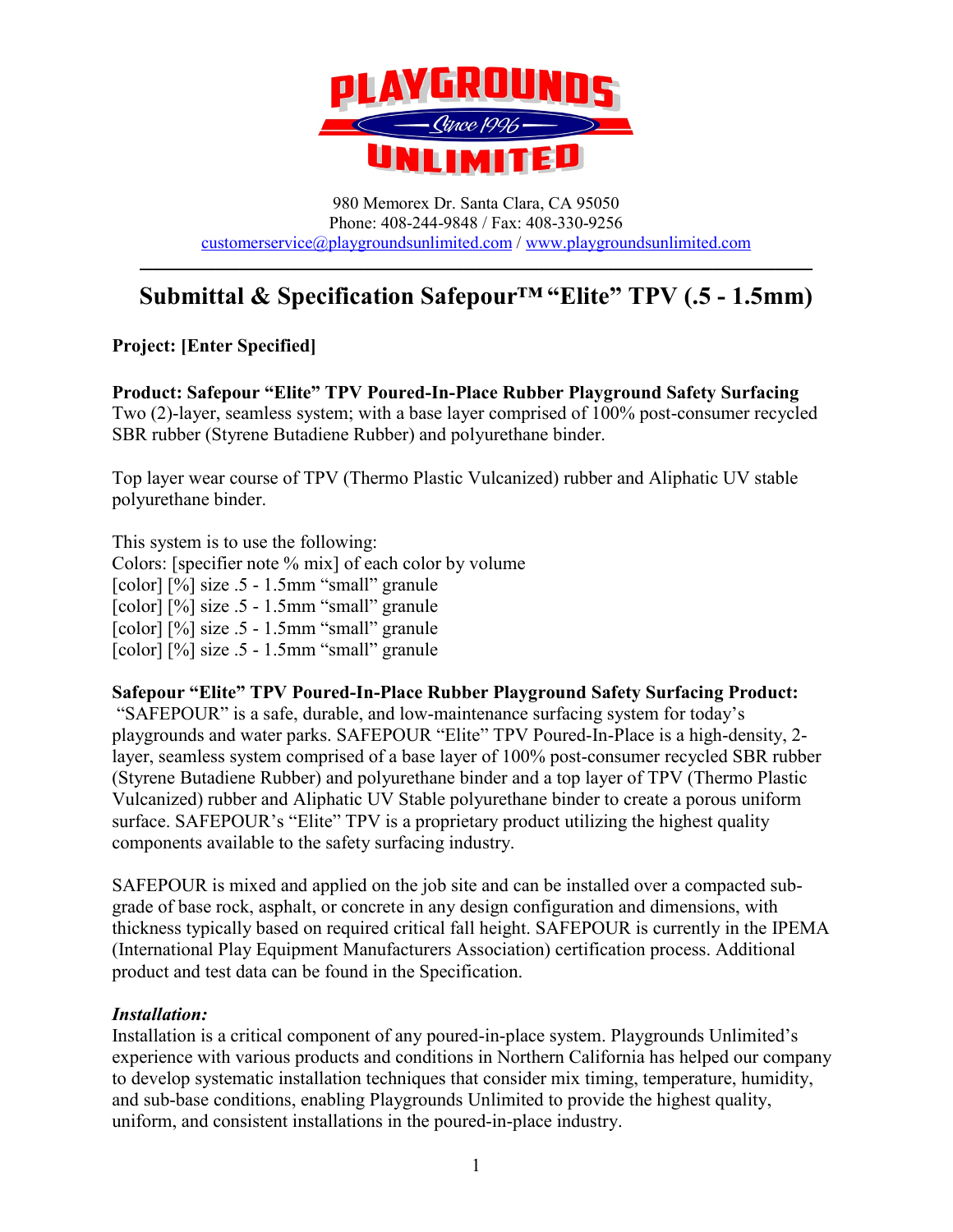PLAYGROUNDS Since 1996 UNLIMITED

980 Memorex Dr. Santa Clara, CA 95050
Phone: 408-244-9848 / Fax: 408-330-9256
customerservice@playgroundsunlimited.com / www.playgroundsunlimited.com

---

# Submittal & Specification Safepour™ "Elite" TPV (.5 - 1.5mm)

**Project: [Enter Specified]**

**Product: Safepour "Elite" TPV Poured-In-Place Rubber Playground Safety Surfacing**
Two (2)-layer, seamless system; with a base layer comprised of 100% post-consumer recycled SBR rubber (Styrene Butadiene Rubber) and polyurethane binder.

Top layer wear course of TPV (Thermo Plastic Vulcanized) rubber and Aliphatic UV stable polyurethane binder.

This system is to use the following:
Colors: [specifier note % mix] of each color by volume
[color] [%] size .5 - 1.5mm "small" granule
[color] [%] size .5 - 1.5mm "small" granule
[color] [%] size .5 - 1.5mm "small" granule
[color] [%] size .5 - 1.5mm "small" granule

**Safepour "Elite" TPV Poured-In-Place Rubber Playground Safety Surfacing Product:**
"SAFEPOUR" is a safe, durable, and low-maintenance surfacing system for today's playgrounds and water parks. SAFEPOUR "Elite" TPV Poured-In-Place is a high-density, 2-layer, seamless system comprised of a base layer of 100% post-consumer recycled SBR rubber (Styrene Butadiene Rubber) and polyurethane binder and a top layer of TPV (Thermo Plastic Vulcanized) rubber and Aliphatic UV Stable polyurethane binder to create a porous uniform surface. SAFEPOUR's "Elite" TPV is a proprietary product utilizing the highest quality components available to the safety surfacing industry.

SAFEPOUR is mixed and applied on the job site and can be installed over a compacted sub-grade of base rock, asphalt, or concrete in any design configuration and dimensions, with thickness typically based on required critical fall height. SAFEPOUR is currently in the IPEMA (International Play Equipment Manufacturers Association) certification process. Additional product and test data can be found in the Specification.

***Installation:***
Installation is a critical component of any poured-in-place system. Playgrounds Unlimited's experience with various products and conditions in Northern California has helped our company to develop systematic installation techniques that consider mix timing, temperature, humidity, and sub-base conditions, enabling Playgrounds Unlimited to provide the highest quality, uniform, and consistent installations in the poured-in-place industry.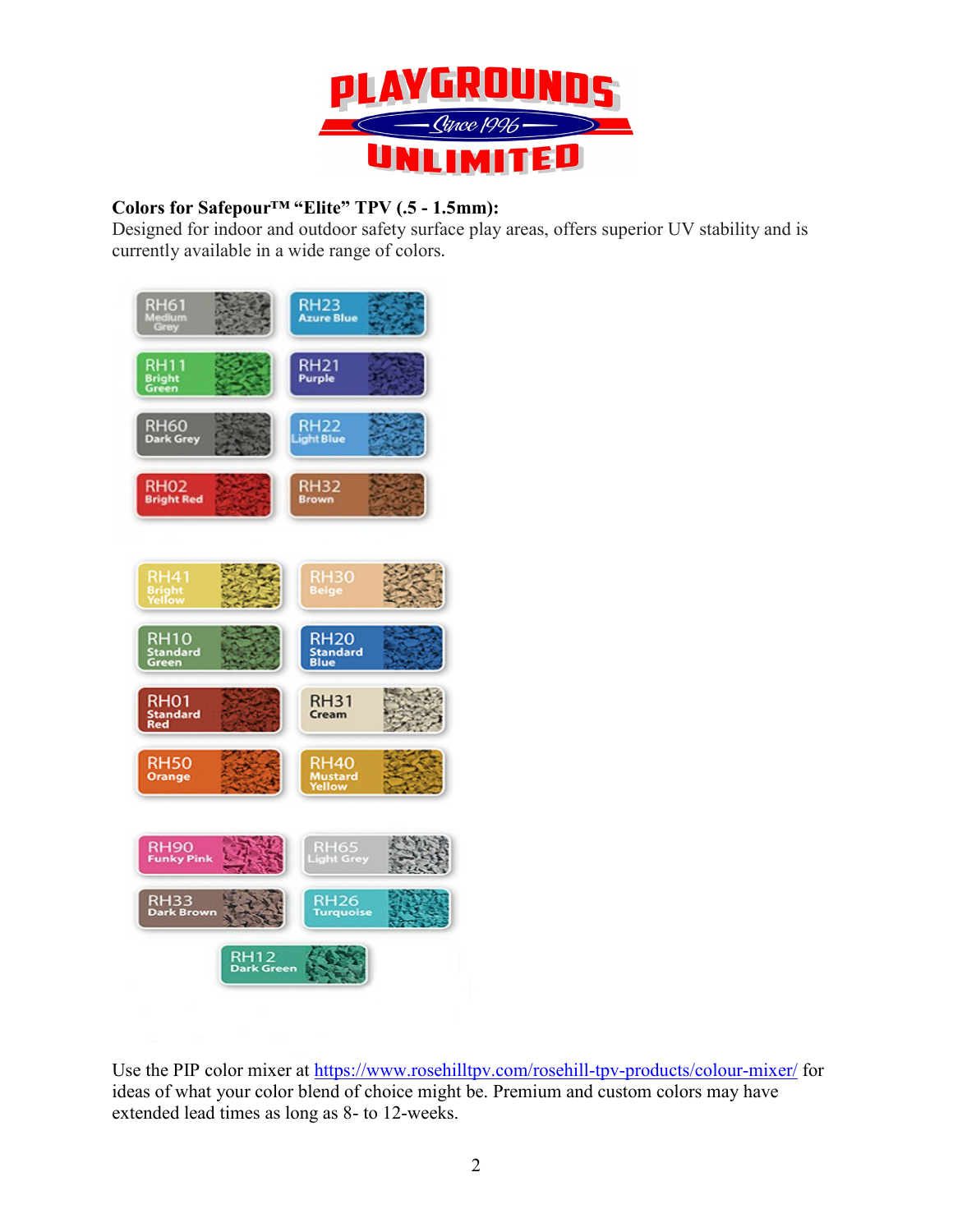**Colors for Safepour™ "Elite" TPV (.5 - 1.5mm):**

Designed for indoor and outdoor safety surface play areas, offers superior UV stability and is currently available in a wide range of colors.

RH61 Medium Grey

RH23 Azure Blue

RH11 Bright Green

RH21 Purple

RH60 Dark Grey

RH22 Light Blue

RH02 Bright Red

RH32 Brown

RH41 Bright Yellow

RH30 Beige

RH10 Standard Green

RH20 Standard Blue

RH01 Standard Red

RH31 Cream

RH50 Orange

RH40 Mustard Yellow

RH90 Funky Pink

RH65 Light Grey

RH33 Dark Brown

RH26 Turquoise

RH12 Dark Green

Use the PIP color mixer at https://www.rosehilltpv.com/rosehill-tpv-products/colour-mixer/ for ideas of what your color blend of choice might be. Premium and custom colors may have extended lead times as long as 8- to 12-weeks.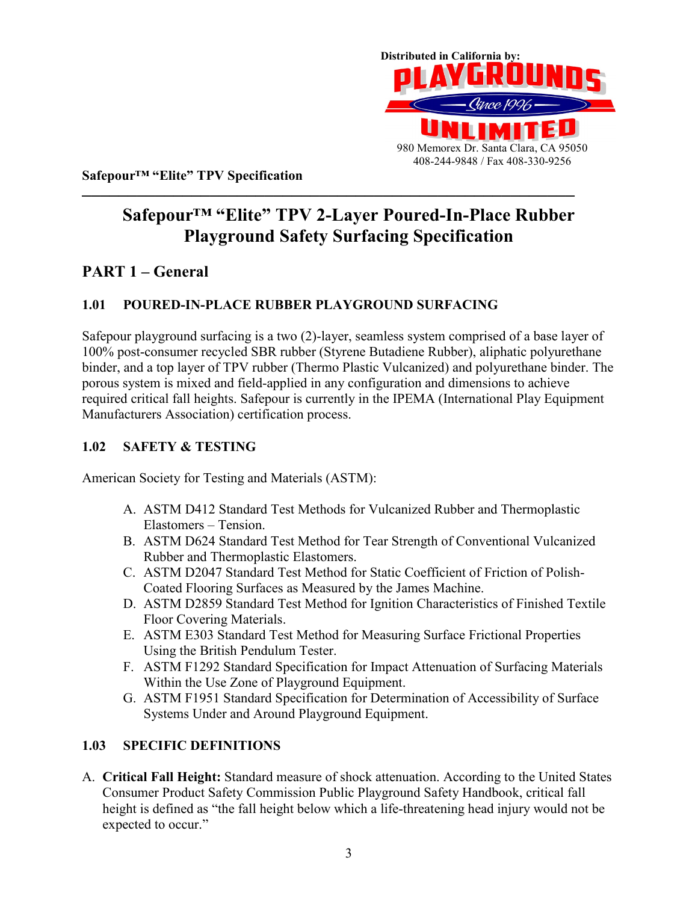Distributed in California by:

PLAYGROUNDS Since 1996 UNLIMITED

980 Memorex Dr. Santa Clara, CA 95050
408-244-9848 / Fax 408-330-9256

**Safepour™ "Elite" TPV Specification**

# Safepour™ "Elite" TPV 2-Layer Poured-In-Place Rubber Playground Safety Surfacing Specification

## PART 1 – General

### 1.01 POURED-IN-PLACE RUBBER PLAYGROUND SURFACING

Safepour playground surfacing is a two (2)-layer, seamless system comprised of a base layer of 100% post-consumer recycled SBR rubber (Styrene Butadiene Rubber), aliphatic polyurethane binder, and a top layer of TPV rubber (Thermo Plastic Vulcanized) and polyurethane binder. The porous system is mixed and field-applied in any configuration and dimensions to achieve required critical fall heights. Safepour is currently in the IPEMA (International Play Equipment Manufacturers Association) certification process.

### 1.02 SAFETY & TESTING

American Society for Testing and Materials (ASTM):

A. ASTM D412 Standard Test Methods for Vulcanized Rubber and Thermoplastic Elastomers – Tension.
B. ASTM D624 Standard Test Method for Tear Strength of Conventional Vulcanized Rubber and Thermoplastic Elastomers.
C. ASTM D2047 Standard Test Method for Static Coefficient of Friction of Polish-Coated Flooring Surfaces as Measured by the James Machine.
D. ASTM D2859 Standard Test Method for Ignition Characteristics of Finished Textile Floor Covering Materials.
E. ASTM E303 Standard Test Method for Measuring Surface Frictional Properties Using the British Pendulum Tester.
F. ASTM F1292 Standard Specification for Impact Attenuation of Surfacing Materials Within the Use Zone of Playground Equipment.
G. ASTM F1951 Standard Specification for Determination of Accessibility of Surface Systems Under and Around Playground Equipment.

### 1.03 SPECIFIC DEFINITIONS

A. **Critical Fall Height:** Standard measure of shock attenuation. According to the United States Consumer Product Safety Commission Public Playground Safety Handbook, critical fall height is defined as "the fall height below which a life-threatening head injury would not be expected to occur."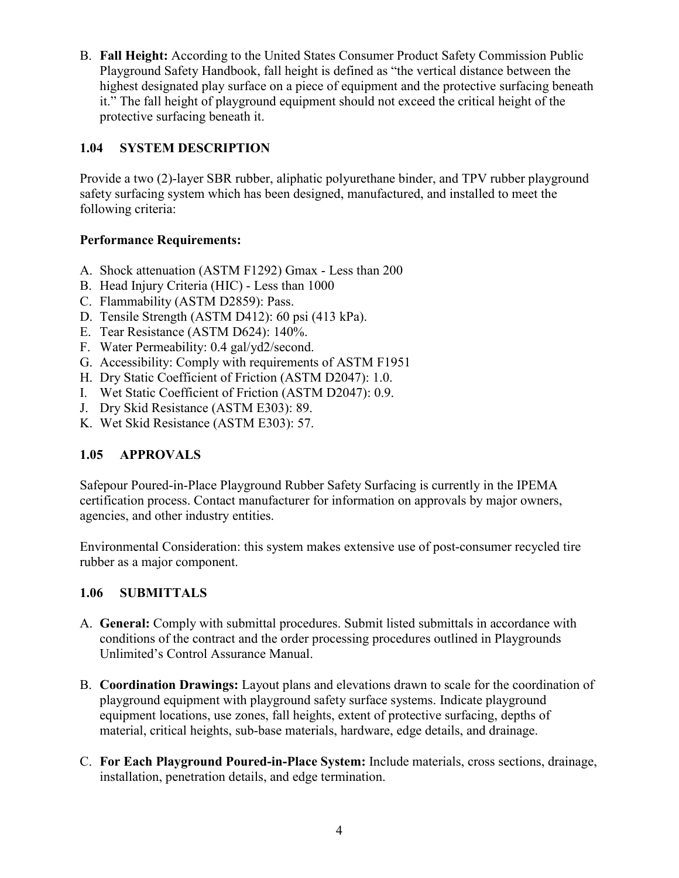B. **Fall Height:** According to the United States Consumer Product Safety Commission Public Playground Safety Handbook, fall height is defined as "the vertical distance between the highest designated play surface on a piece of equipment and the protective surfacing beneath it." The fall height of playground equipment should not exceed the critical height of the protective surfacing beneath it.

## 1.04 SYSTEM DESCRIPTION

Provide a two (2)-layer SBR rubber, aliphatic polyurethane binder, and TPV rubber playground safety surfacing system which has been designed, manufactured, and installed to meet the following criteria:

**Performance Requirements:**

A. Shock attenuation (ASTM F1292) Gmax - Less than 200
B. Head Injury Criteria (HIC) - Less than 1000
C. Flammability (ASTM D2859): Pass.
D. Tensile Strength (ASTM D412): 60 psi (413 kPa).
E. Tear Resistance (ASTM D624): 140%.
F. Water Permeability: 0.4 gal/yd2/second.
G. Accessibility: Comply with requirements of ASTM F1951
H. Dry Static Coefficient of Friction (ASTM D2047): 1.0.
I. Wet Static Coefficient of Friction (ASTM D2047): 0.9.
J. Dry Skid Resistance (ASTM E303): 89.
K. Wet Skid Resistance (ASTM E303): 57.

## 1.05 APPROVALS

Safepour Poured-in-Place Playground Rubber Safety Surfacing is currently in the IPEMA certification process. Contact manufacturer for information on approvals by major owners, agencies, and other industry entities.

Environmental Consideration: this system makes extensive use of post-consumer recycled tire rubber as a major component.

## 1.06 SUBMITTALS

A. **General:** Comply with submittal procedures. Submit listed submittals in accordance with conditions of the contract and the order processing procedures outlined in Playgrounds Unlimited's Control Assurance Manual.

B. **Coordination Drawings:** Layout plans and elevations drawn to scale for the coordination of playground equipment with playground safety surface systems. Indicate playground equipment locations, use zones, fall heights, extent of protective surfacing, depths of material, critical heights, sub-base materials, hardware, edge details, and drainage.

C. **For Each Playground Poured-in-Place System:** Include materials, cross sections, drainage, installation, penetration details, and edge termination.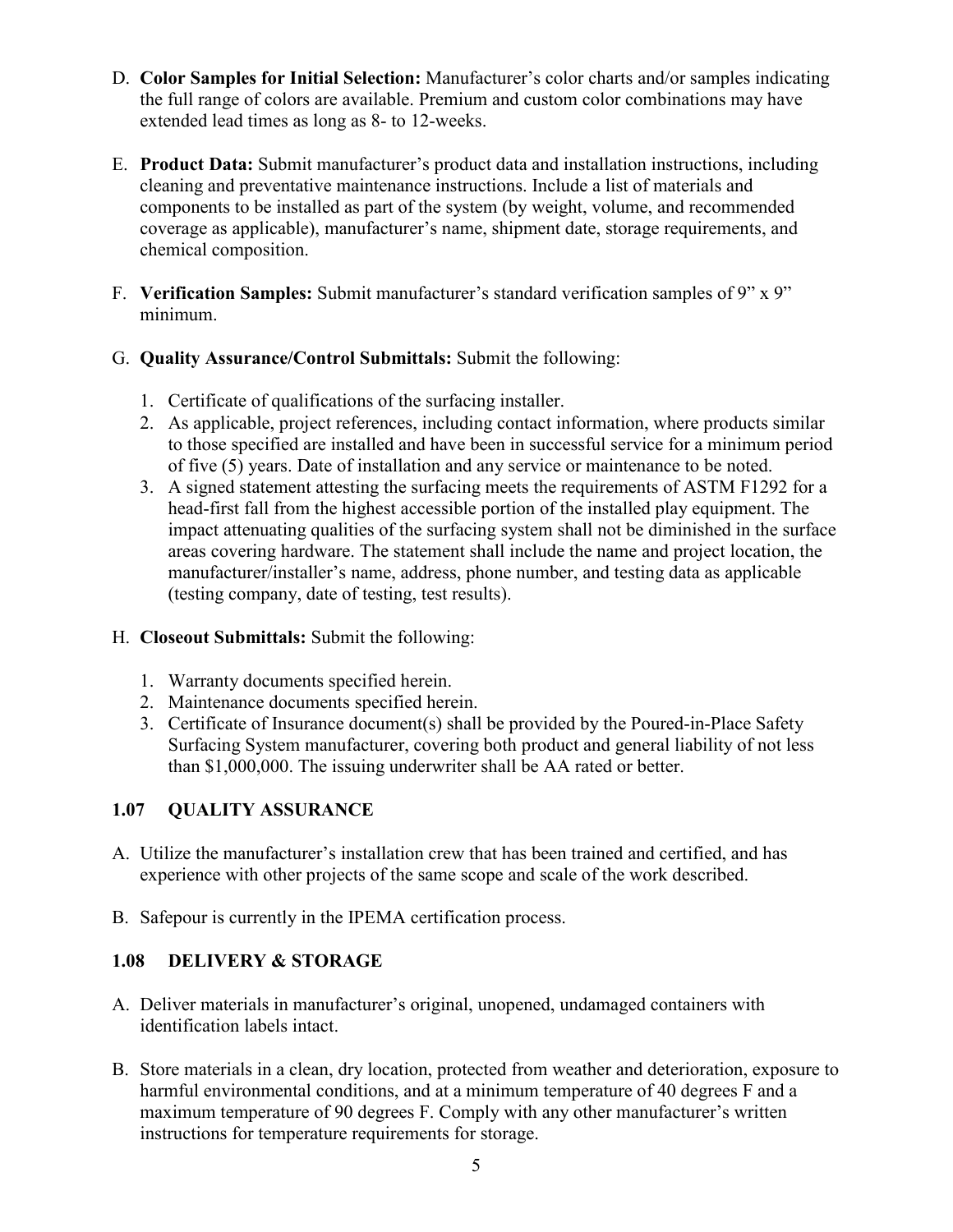D. **Color Samples for Initial Selection:** Manufacturer's color charts and/or samples indicating the full range of colors are available. Premium and custom color combinations may have extended lead times as long as 8- to 12-weeks.

E. **Product Data:** Submit manufacturer's product data and installation instructions, including cleaning and preventative maintenance instructions. Include a list of materials and components to be installed as part of the system (by weight, volume, and recommended coverage as applicable), manufacturer's name, shipment date, storage requirements, and chemical composition.

F. **Verification Samples:** Submit manufacturer's standard verification samples of 9" x 9" minimum.

G. **Quality Assurance/Control Submittals:** Submit the following:

1. Certificate of qualifications of the surfacing installer.
2. As applicable, project references, including contact information, where products similar to those specified are installed and have been in successful service for a minimum period of five (5) years. Date of installation and any service or maintenance to be noted.
3. A signed statement attesting the surfacing meets the requirements of ASTM F1292 for a head-first fall from the highest accessible portion of the installed play equipment. The impact attenuating qualities of the surfacing system shall not be diminished in the surface areas covering hardware. The statement shall include the name and project location, the manufacturer/installer's name, address, phone number, and testing data as applicable (testing company, date of testing, test results).

H. **Closeout Submittals:** Submit the following:

1. Warranty documents specified herein.
2. Maintenance documents specified herein.
3. Certificate of Insurance document(s) shall be provided by the Poured-in-Place Safety Surfacing System manufacturer, covering both product and general liability of not less than $1,000,000. The issuing underwriter shall be AA rated or better.

### 1.07 QUALITY ASSURANCE

A. Utilize the manufacturer's installation crew that has been trained and certified, and has experience with other projects of the same scope and scale of the work described.

B. Safepour is currently in the IPEMA certification process.

### 1.08 DELIVERY & STORAGE

A. Deliver materials in manufacturer's original, unopened, undamaged containers with identification labels intact.

B. Store materials in a clean, dry location, protected from weather and deterioration, exposure to harmful environmental conditions, and at a minimum temperature of 40 degrees F and a maximum temperature of 90 degrees F. Comply with any other manufacturer's written instructions for temperature requirements for storage.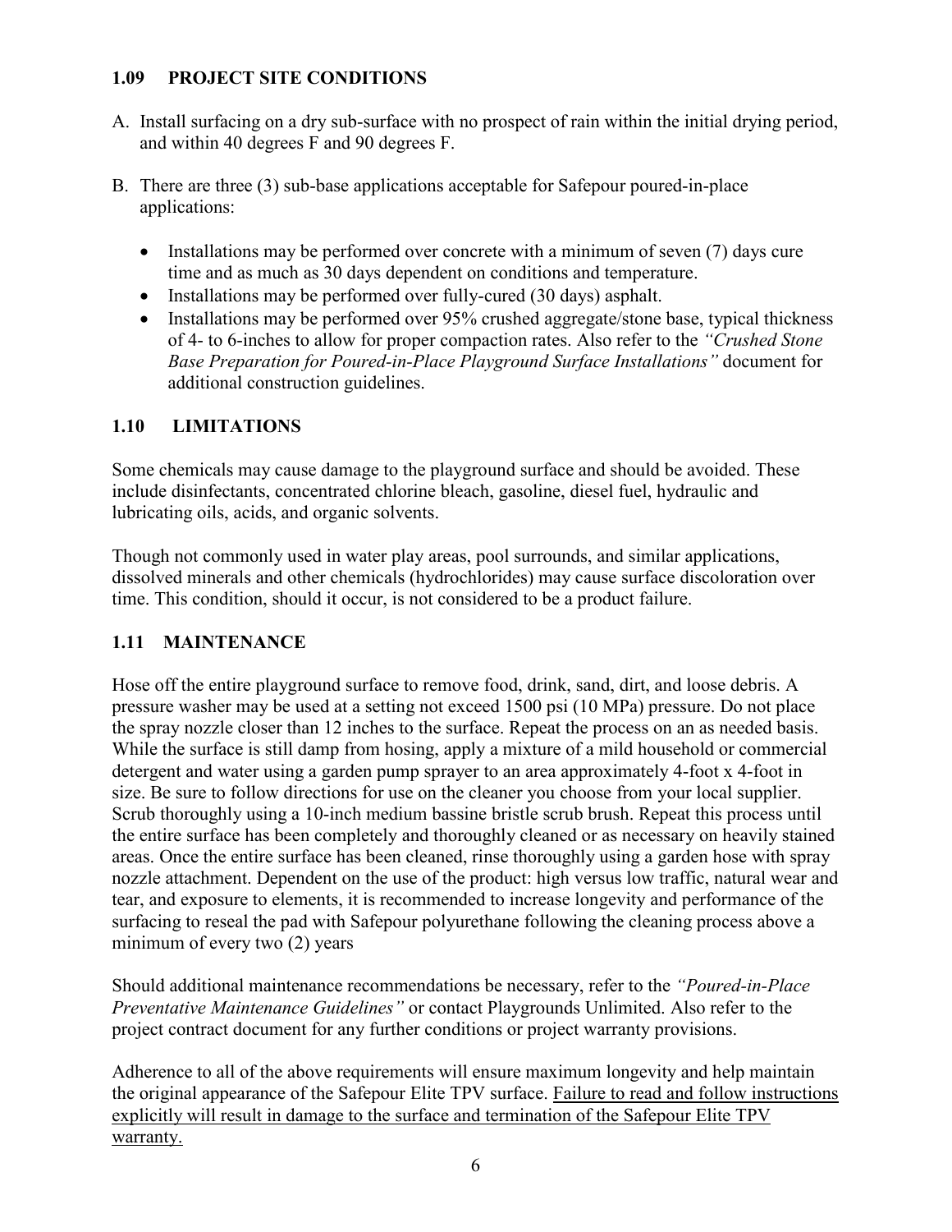### 1.09 PROJECT SITE CONDITIONS

A. Install surfacing on a dry sub-surface with no prospect of rain within the initial drying period, and within 40 degrees F and 90 degrees F.

B. There are three (3) sub-base applications acceptable for Safepour poured-in-place applications:

- Installations may be performed over concrete with a minimum of seven (7) days cure time and as much as 30 days dependent on conditions and temperature.
- Installations may be performed over fully-cured (30 days) asphalt.
- Installations may be performed over 95% crushed aggregate/stone base, typical thickness of 4- to 6-inches to allow for proper compaction rates. Also refer to the *"Crushed Stone Base Preparation for Poured-in-Place Playground Surface Installations"* document for additional construction guidelines.

### 1.10 LIMITATIONS

Some chemicals may cause damage to the playground surface and should be avoided. These include disinfectants, concentrated chlorine bleach, gasoline, diesel fuel, hydraulic and lubricating oils, acids, and organic solvents.

Though not commonly used in water play areas, pool surrounds, and similar applications, dissolved minerals and other chemicals (hydrochlorides) may cause surface discoloration over time. This condition, should it occur, is not considered to be a product failure.

### 1.11 MAINTENANCE

Hose off the entire playground surface to remove food, drink, sand, dirt, and loose debris. A pressure washer may be used at a setting not exceed 1500 psi (10 MPa) pressure. Do not place the spray nozzle closer than 12 inches to the surface. Repeat the process on an as needed basis. While the surface is still damp from hosing, apply a mixture of a mild household or commercial detergent and water using a garden pump sprayer to an area approximately 4-foot x 4-foot in size. Be sure to follow directions for use on the cleaner you choose from your local supplier. Scrub thoroughly using a 10-inch medium bassine bristle scrub brush. Repeat this process until the entire surface has been completely and thoroughly cleaned or as necessary on heavily stained areas. Once the entire surface has been cleaned, rinse thoroughly using a garden hose with spray nozzle attachment. Dependent on the use of the product: high versus low traffic, natural wear and tear, and exposure to elements, it is recommended to increase longevity and performance of the surfacing to reseal the pad with Safepour polyurethane following the cleaning process above a minimum of every two (2) years

Should additional maintenance recommendations be necessary, refer to the *"Poured-in-Place Preventative Maintenance Guidelines"* or contact Playgrounds Unlimited. Also refer to the project contract document for any further conditions or project warranty provisions.

Adherence to all of the above requirements will ensure maximum longevity and help maintain the original appearance of the Safepour Elite TPV surface. <u>Failure to read and follow instructions explicitly will result in damage to the surface and termination of the Safepour Elite TPV warranty.</u>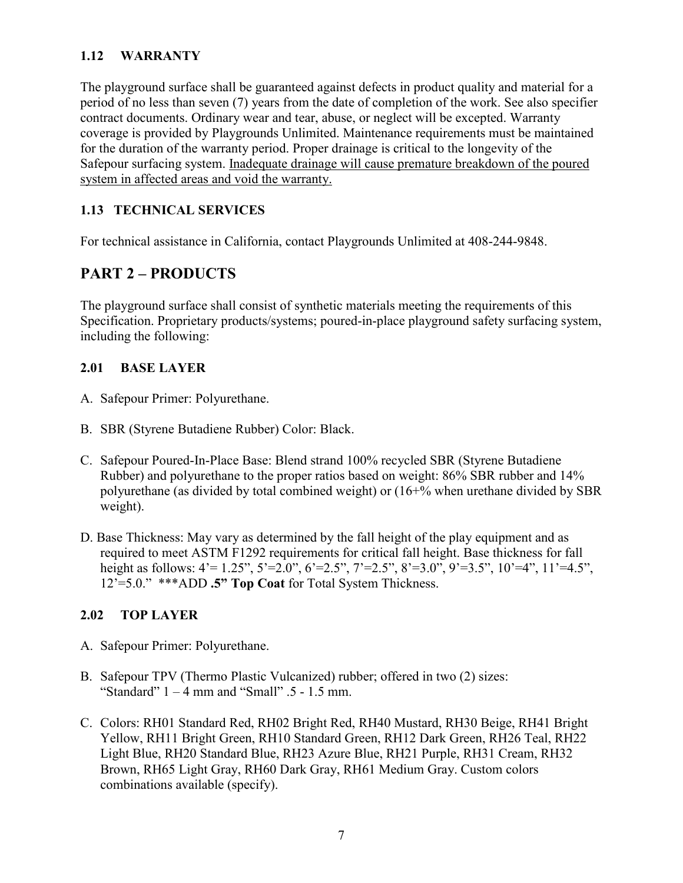### 1.12 WARRANTY

The playground surface shall be guaranteed against defects in product quality and material for a period of no less than seven (7) years from the date of completion of the work. See also specifier contract documents. Ordinary wear and tear, abuse, or neglect will be excepted. Warranty coverage is provided by Playgrounds Unlimited. Maintenance requirements must be maintained for the duration of the warranty period. Proper drainage is critical to the longevity of the Safepour surfacing system. <u>Inadequate drainage will cause premature breakdown of the poured system in affected areas and void the warranty.</u>

### 1.13 TECHNICAL SERVICES

For technical assistance in California, contact Playgrounds Unlimited at 408-244-9848.

## PART 2 – PRODUCTS

The playground surface shall consist of synthetic materials meeting the requirements of this Specification. Proprietary products/systems; poured-in-place playground safety surfacing system, including the following:

### 2.01 BASE LAYER

A. Safepour Primer: Polyurethane.

B. SBR (Styrene Butadiene Rubber) Color: Black.

C. Safepour Poured-In-Place Base: Blend strand 100% recycled SBR (Styrene Butadiene Rubber) and polyurethane to the proper ratios based on weight: 86% SBR rubber and 14% polyurethane (as divided by total combined weight) or (16+% when urethane divided by SBR weight).

D. Base Thickness: May vary as determined by the fall height of the play equipment and as required to meet ASTM F1292 requirements for critical fall height. Base thickness for fall height as follows: 4'= 1.25", 5'=2.0", 6'=2.5", 7'=2.5", 8'=3.0", 9'=3.5", 10'=4", 11'=4.5", 12'=5.0." ***ADD **.5" Top Coat** for Total System Thickness.

### 2.02 TOP LAYER

A. Safepour Primer: Polyurethane.

B. Safepour TPV (Thermo Plastic Vulcanized) rubber; offered in two (2) sizes: "Standard" 1 – 4 mm and "Small" .5 - 1.5 mm.

C. Colors: RH01 Standard Red, RH02 Bright Red, RH40 Mustard, RH30 Beige, RH41 Bright Yellow, RH11 Bright Green, RH10 Standard Green, RH12 Dark Green, RH26 Teal, RH22 Light Blue, RH20 Standard Blue, RH23 Azure Blue, RH21 Purple, RH31 Cream, RH32 Brown, RH65 Light Gray, RH60 Dark Gray, RH61 Medium Gray. Custom colors combinations available (specify).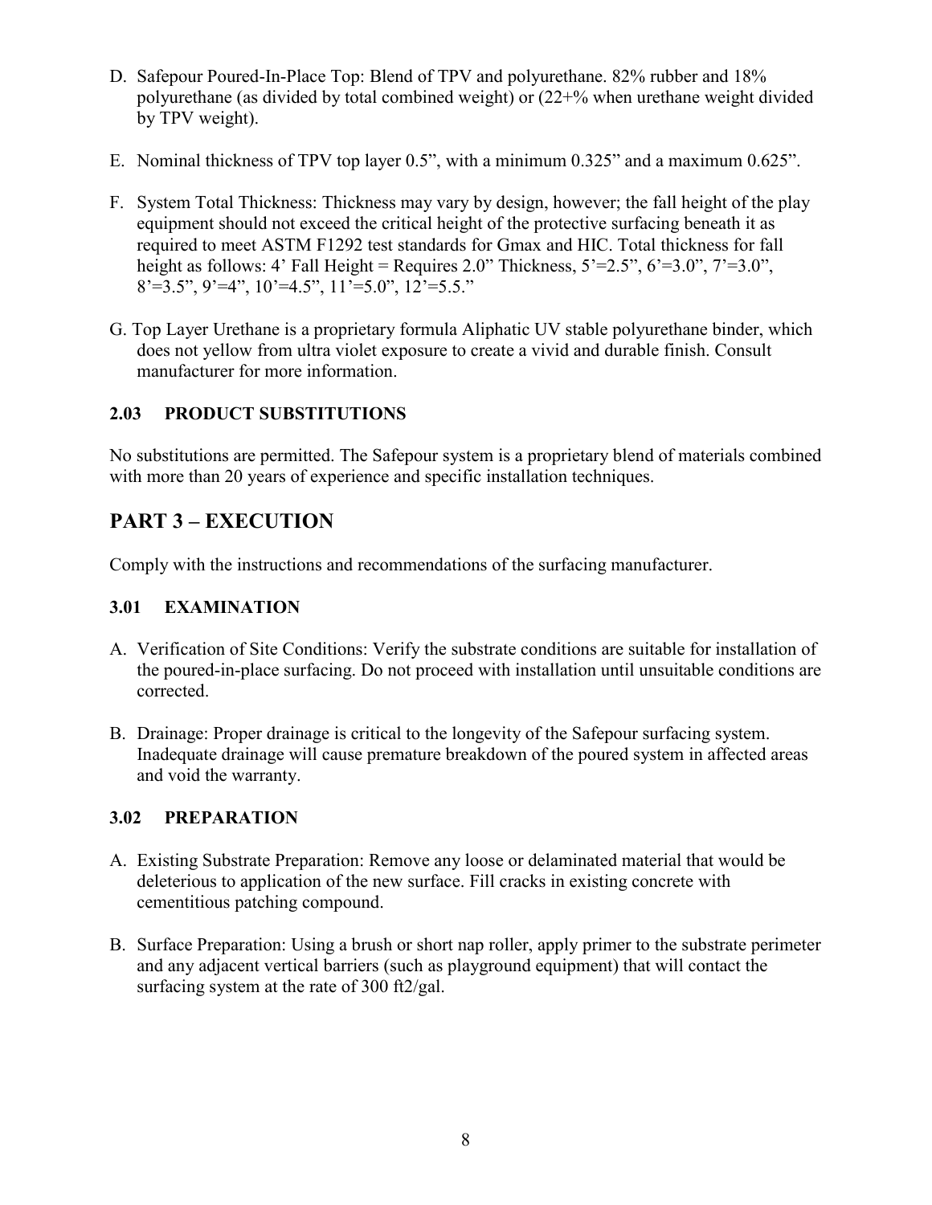D. Safepour Poured-In-Place Top: Blend of TPV and polyurethane. 82% rubber and 18% polyurethane (as divided by total combined weight) or (22+% when urethane weight divided by TPV weight).

E. Nominal thickness of TPV top layer 0.5", with a minimum 0.325" and a maximum 0.625".

F. System Total Thickness: Thickness may vary by design, however; the fall height of the play equipment should not exceed the critical height of the protective surfacing beneath it as required to meet ASTM F1292 test standards for Gmax and HIC. Total thickness for fall height as follows: 4' Fall Height = Requires 2.0" Thickness, 5'=2.5", 6'=3.0", 7'=3.0", 8'=3.5", 9'=4", 10'=4.5", 11'=5.0", 12'=5.5."

G. Top Layer Urethane is a proprietary formula Aliphatic UV stable polyurethane binder, which does not yellow from ultra violet exposure to create a vivid and durable finish. Consult manufacturer for more information.

### 2.03 PRODUCT SUBSTITUTIONS

No substitutions are permitted. The Safepour system is a proprietary blend of materials combined with more than 20 years of experience and specific installation techniques.

## PART 3 – EXECUTION

Comply with the instructions and recommendations of the surfacing manufacturer.

### 3.01 EXAMINATION

A. Verification of Site Conditions: Verify the substrate conditions are suitable for installation of the poured-in-place surfacing. Do not proceed with installation until unsuitable conditions are corrected.

B. Drainage: Proper drainage is critical to the longevity of the Safepour surfacing system. Inadequate drainage will cause premature breakdown of the poured system in affected areas and void the warranty.

### 3.02 PREPARATION

A. Existing Substrate Preparation: Remove any loose or delaminated material that would be deleterious to application of the new surface. Fill cracks in existing concrete with cementitious patching compound.

B. Surface Preparation: Using a brush or short nap roller, apply primer to the substrate perimeter and any adjacent vertical barriers (such as playground equipment) that will contact the surfacing system at the rate of 300 ft2/gal.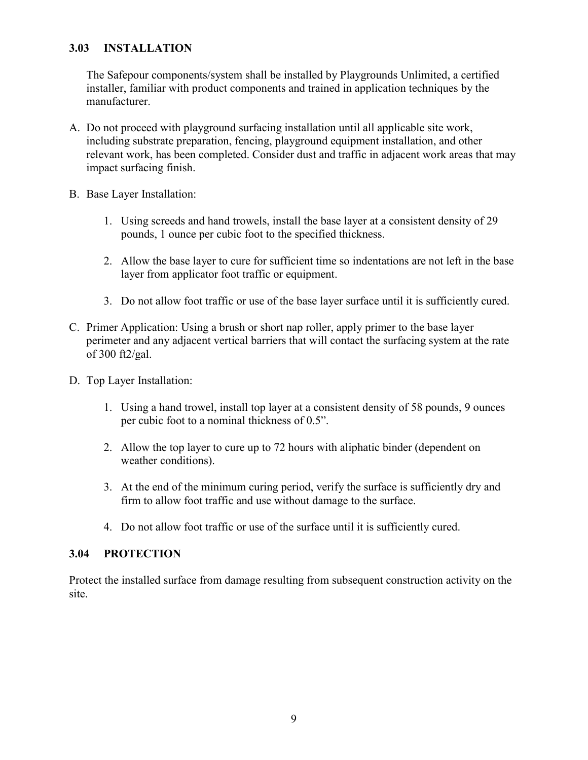### 3.03 INSTALLATION

The Safepour components/system shall be installed by Playgrounds Unlimited, a certified installer, familiar with product components and trained in application techniques by the manufacturer.

A. Do not proceed with playground surfacing installation until all applicable site work, including substrate preparation, fencing, playground equipment installation, and other relevant work, has been completed. Consider dust and traffic in adjacent work areas that may impact surfacing finish.

B. Base Layer Installation:

   1. Using screeds and hand trowels, install the base layer at a consistent density of 29 pounds, 1 ounce per cubic foot to the specified thickness.

   2. Allow the base layer to cure for sufficient time so indentations are not left in the base layer from applicator foot traffic or equipment.

   3. Do not allow foot traffic or use of the base layer surface until it is sufficiently cured.

C. Primer Application: Using a brush or short nap roller, apply primer to the base layer perimeter and any adjacent vertical barriers that will contact the surfacing system at the rate of 300 ft2/gal.

D. Top Layer Installation:

   1. Using a hand trowel, install top layer at a consistent density of 58 pounds, 9 ounces per cubic foot to a nominal thickness of 0.5".

   2. Allow the top layer to cure up to 72 hours with aliphatic binder (dependent on weather conditions).

   3. At the end of the minimum curing period, verify the surface is sufficiently dry and firm to allow foot traffic and use without damage to the surface.

   4. Do not allow foot traffic or use of the surface until it is sufficiently cured.

### 3.04 PROTECTION

Protect the installed surface from damage resulting from subsequent construction activity on the site.